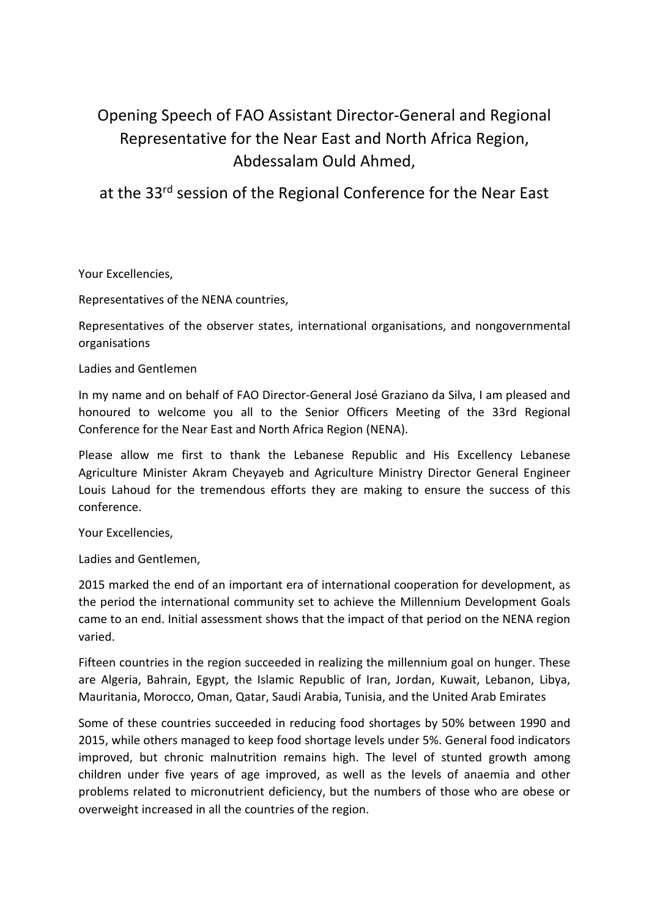# Opening Speech of FAO Assistant Director-General and Regional Representative for the Near East and North Africa Region, Abdessalam Ould Ahmed,

## at the 33rd session of the Regional Conference for the Near East

Your Excellencies,

Representatives of the NENA countries,

Representatives of the observer states, international organisations, and nongovernmental organisations

Ladies and Gentlemen

In my name and on behalf of FAO Director-General José Graziano da Silva, I am pleased and honoured to welcome you all to the Senior Officers Meeting of the 33rd Regional Conference for the Near East and North Africa Region (NENA).

Please allow me first to thank the Lebanese Republic and His Excellency Lebanese Agriculture Minister Akram Cheyayeb and Agriculture Ministry Director General Engineer Louis Lahoud for the tremendous efforts they are making to ensure the success of this conference.

Your Excellencies,

Ladies and Gentlemen,

2015 marked the end of an important era of international cooperation for development, as the period the international community set to achieve the Millennium Development Goals came to an end. Initial assessment shows that the impact of that period on the NENA region varied.

Fifteen countries in the region succeeded in realizing the millennium goal on hunger. These are Algeria, Bahrain, Egypt, the Islamic Republic of Iran, Jordan, Kuwait, Lebanon, Libya, Mauritania, Morocco, Oman, Qatar, Saudi Arabia, Tunisia, and the United Arab Emirates

Some of these countries succeeded in reducing food shortages by 50% between 1990 and 2015, while others managed to keep food shortage levels under 5%. General food indicators improved, but chronic malnutrition remains high. The level of stunted growth among children under five years of age improved, as well as the levels of anaemia and other problems related to micronutrient deficiency, but the numbers of those who are obese or overweight increased in all the countries of the region.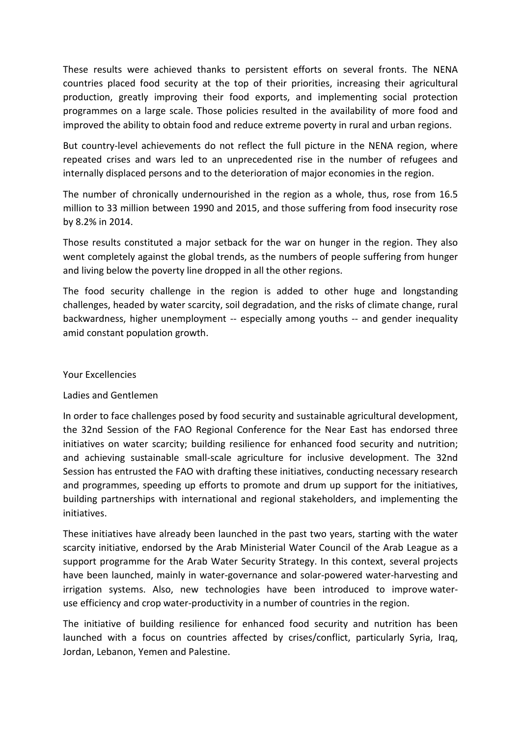These results were achieved thanks to persistent efforts on several fronts. The NENA countries placed food security at the top of their priorities, increasing their agricultural production, greatly improving their food exports, and implementing social protection programmes on a large scale. Those policies resulted in the availability of more food and improved the ability to obtain food and reduce extreme poverty in rural and urban regions.

But country-level achievements do not reflect the full picture in the NENA region, where repeated crises and wars led to an unprecedented rise in the number of refugees and internally displaced persons and to the deterioration of major economies in the region.

The number of chronically undernourished in the region as a whole, thus, rose from 16.5 million to 33 million between 1990 and 2015, and those suffering from food insecurity rose by 8.2% in 2014.

Those results constituted a major setback for the war on hunger in the region. They also went completely against the global trends, as the numbers of people suffering from hunger and living below the poverty line dropped in all the other regions.

The food security challenge in the region is added to other huge and longstanding challenges, headed by water scarcity, soil degradation, and the risks of climate change, rural backwardness, higher unemployment -- especially among youths -- and gender inequality amid constant population growth.

Your Excellencies

Ladies and Gentlemen

In order to face challenges posed by food security and sustainable agricultural development, the 32nd Session of the FAO Regional Conference for the Near East has endorsed three initiatives on water scarcity; building resilience for enhanced food security and nutrition; and achieving sustainable small-scale agriculture for inclusive development. The 32nd Session has entrusted the FAO with drafting these initiatives, conducting necessary research and programmes, speeding up efforts to promote and drum up support for the initiatives, building partnerships with international and regional stakeholders, and implementing the initiatives.

These initiatives have already been launched in the past two years, starting with the water scarcity initiative, endorsed by the Arab Ministerial Water Council of the Arab League as a support programme for the Arab Water Security Strategy. In this context, several projects have been launched, mainly in water-governance and solar-powered water-harvesting and irrigation systems. Also, new technologies have been introduced to improve water-use efficiency and crop water-productivity in a number of countries in the region.

The initiative of building resilience for enhanced food security and nutrition has been launched with a focus on countries affected by crises/conflict, particularly Syria, Iraq, Jordan, Lebanon, Yemen and Palestine.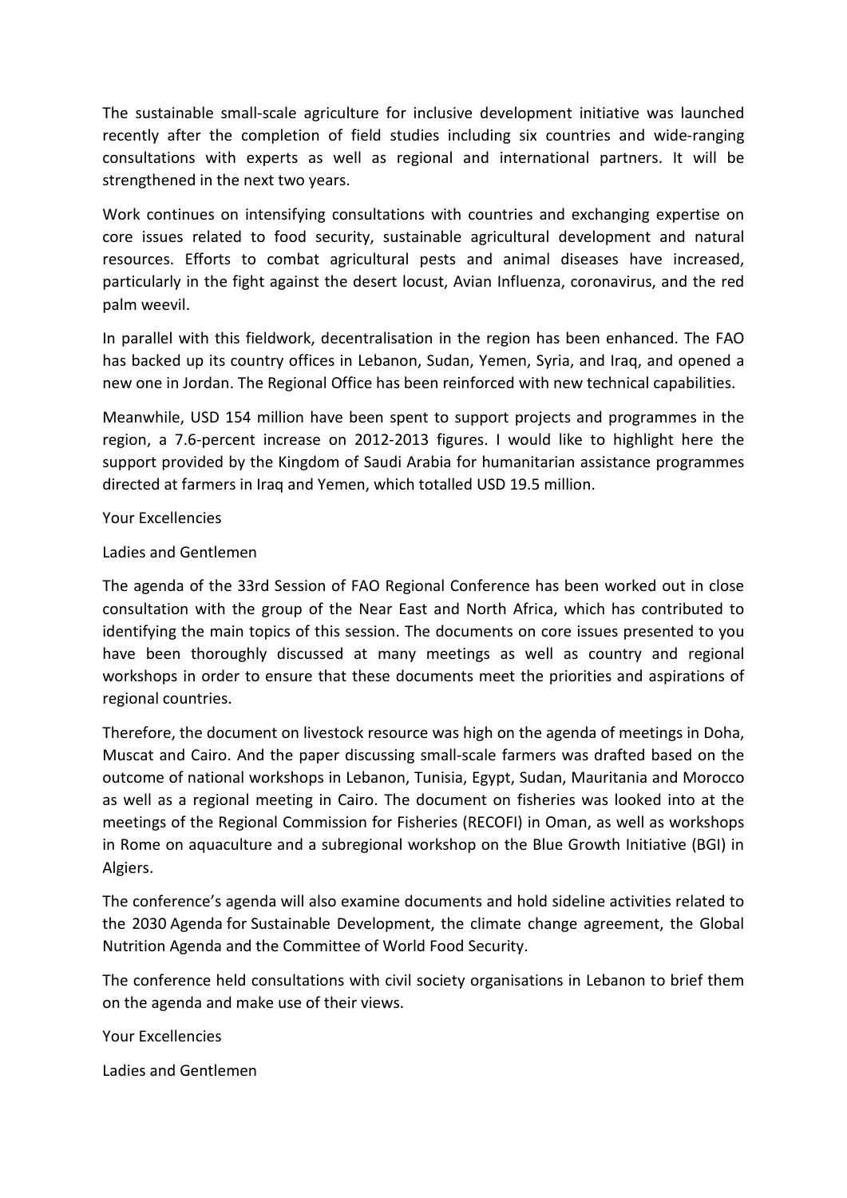The sustainable small-scale agriculture for inclusive development initiative was launched recently after the completion of field studies including six countries and wide-ranging consultations with experts as well as regional and international partners. It will be strengthened in the next two years.

Work continues on intensifying consultations with countries and exchanging expertise on core issues related to food security, sustainable agricultural development and natural resources. Efforts to combat agricultural pests and animal diseases have increased, particularly in the fight against the desert locust, Avian Influenza, coronavirus, and the red palm weevil.

In parallel with this fieldwork, decentralisation in the region has been enhanced. The FAO has backed up its country offices in Lebanon, Sudan, Yemen, Syria, and Iraq, and opened a new one in Jordan. The Regional Office has been reinforced with new technical capabilities.

Meanwhile, USD 154 million have been spent to support projects and programmes in the region, a 7.6-percent increase on 2012-2013 figures. I would like to highlight here the support provided by the Kingdom of Saudi Arabia for humanitarian assistance programmes directed at farmers in Iraq and Yemen, which totalled USD 19.5 million.

Your Excellencies

Ladies and Gentlemen

The agenda of the 33rd Session of FAO Regional Conference has been worked out in close consultation with the group of the Near East and North Africa, which has contributed to identifying the main topics of this session. The documents on core issues presented to you have been thoroughly discussed at many meetings as well as country and regional workshops in order to ensure that these documents meet the priorities and aspirations of regional countries.

Therefore, the document on livestock resource was high on the agenda of meetings in Doha, Muscat and Cairo. And the paper discussing small-scale farmers was drafted based on the outcome of national workshops in Lebanon, Tunisia, Egypt, Sudan, Mauritania and Morocco as well as a regional meeting in Cairo. The document on fisheries was looked into at the meetings of the Regional Commission for Fisheries (RECOFI) in Oman, as well as workshops in Rome on aquaculture and a subregional workshop on the Blue Growth Initiative (BGI) in Algiers.

The conference's agenda will also examine documents and hold sideline activities related to the 2030 Agenda for Sustainable Development, the climate change agreement, the Global Nutrition Agenda and the Committee of World Food Security.

The conference held consultations with civil society organisations in Lebanon to brief them on the agenda and make use of their views.

Your Excellencies

Ladies and Gentlemen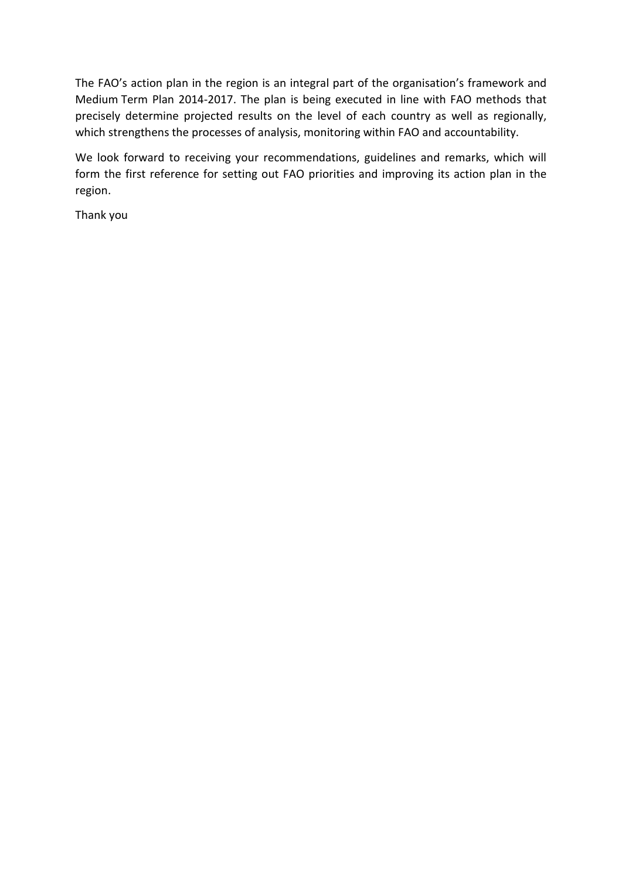The FAO's action plan in the region is an integral part of the organisation's framework and Medium Term Plan 2014-2017. The plan is being executed in line with FAO methods that precisely determine projected results on the level of each country as well as regionally, which strengthens the processes of analysis, monitoring within FAO and accountability.

We look forward to receiving your recommendations, guidelines and remarks, which will form the first reference for setting out FAO priorities and improving its action plan in the region.

Thank you